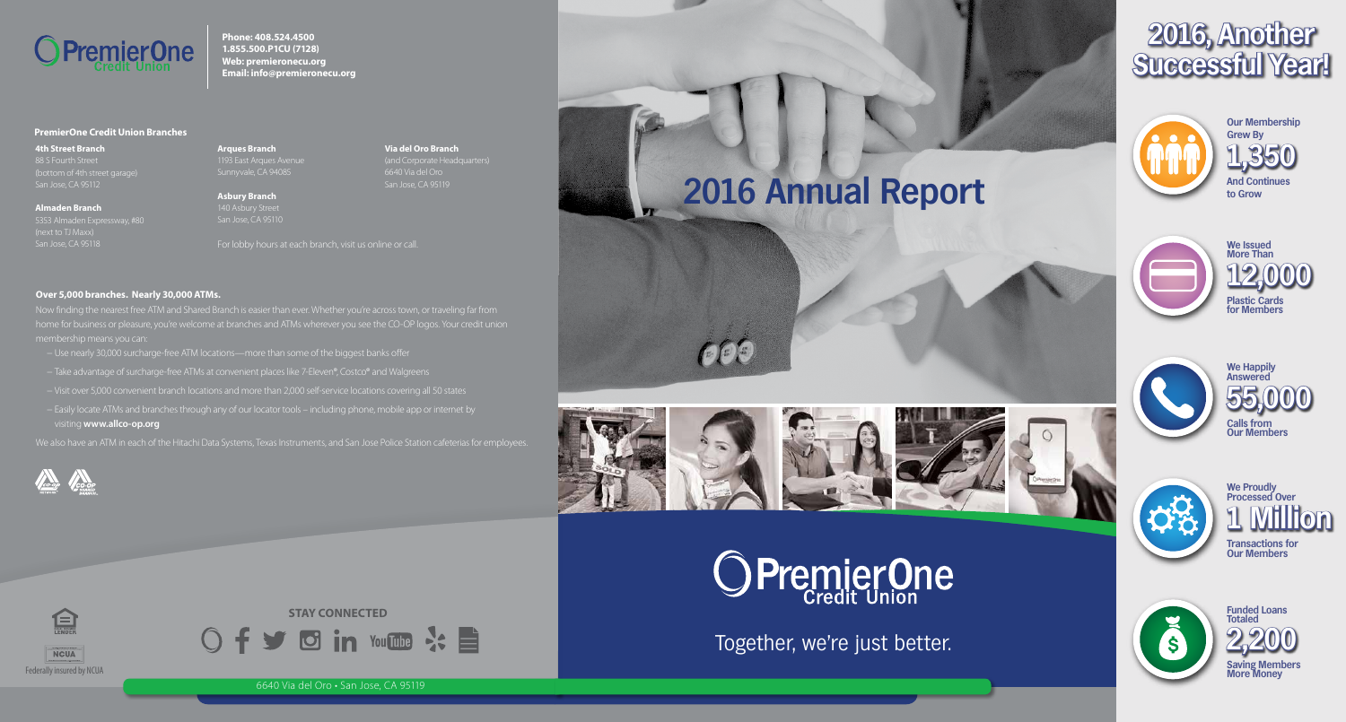PremierOne Credit Union

**Phone: 408.524.4500**
**1.855.500.P1CU (7128)**
**Web: premieronecu.org**
**Email: info@premieronecu.org**

### PremierOne Credit Union Branches

**4th Street Branch**
88 S Fourth Street
(bottom of 4th street garage)
San Jose, CA 95112

**Almaden Branch**
5353 Almaden Expressway, #80
(next to TJ Maxx)
San Jose, CA 95118

**Arques Branch**
1193 East Arques Avenue
Sunnyvale, CA 94085

**Asbury Branch**
140 Asbury Street
San Jose, CA 95110

**Via del Oro Branch**
(and Corporate Headquarters)
6640 Via del Oro
San Jose, CA 95119

For lobby hours at each branch, visit us online or call.

### Over 5,000 branches. Nearly 30,000 ATMs.

Now finding the nearest free ATM and Shared Branch is easier than ever. Whether you're across town, or traveling far from home for business or pleasure, you're welcome at branches and ATMs wherever you see the CO-OP logos. Your credit union membership means you can:

– Use nearly 30,000 surcharge-free ATM locations—more than some of the biggest banks offer

– Take advantage of surcharge-free ATMs at convenient places like 7-Eleven®, Costco® and Walgreens

– Visit over 5,000 convenient branch locations and more than 2,000 self-service locations covering all 50 states

– Easily locate ATMs and branches through any of our locator tools – including phone, mobile app or internet by visiting **www.allco-op.org**

We also have an ATM in each of the Hitachi Data Systems, Texas Instruments, and San Jose Police Station cafeterias for employees.

**STAY CONNECTED**

Federally insured by NCUA

6640 Via del Oro • San Jose, CA 95119

# 2016 Annual Report

PremierOne Credit Union

Together, we're just better.

## 2016, Another Successful Year!

**Our Membership Grew By 1,350 And Continues to Grow**

**We Issued More Than 12,000 Plastic Cards for Members**

**We Happily Answered 55,000 Calls from Our Members**

**We Proudly Processed Over 1 Million Transactions for Our Members**

**Funded Loans Totaled 2,200 Saving Members More Money**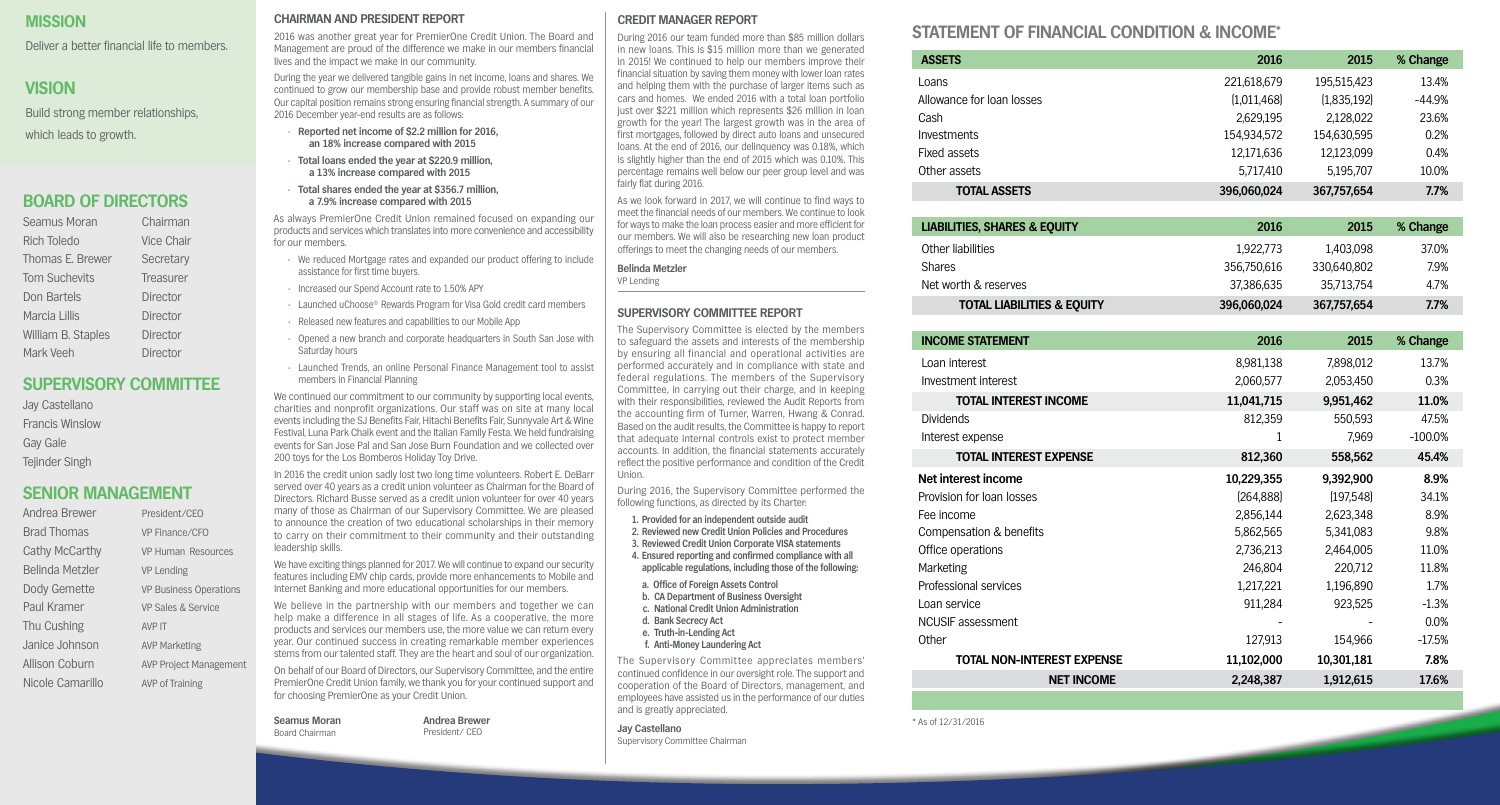## MISSION

Deliver a better financial life to members.

## VISION

Build strong member relationships, which leads to growth.

## BOARD OF DIRECTORS

| | |
|---|---|
| Seamus Moran | Chairman |
| Rich Toledo | Vice Chair |
| Thomas E. Brewer | Secretary |
| Tom Suchevits | Treasurer |
| Don Bartels | Director |
| Marcia Lillis | Director |
| William B. Staples | Director |
| Mark Veeh | Director |

## SUPERVISORY COMMITTEE

Jay Castellano
Francis Winslow
Gay Gale
Tejinder Singh

## SENIOR MANAGEMENT

| | |
|---|---|
| Andrea Brewer | President/CEO |
| Brad Thomas | VP Finance/CFO |
| Cathy McCarthy | VP Human Resources |
| Belinda Metzler | VP Lending |
| Dody Gemette | VP Business Operations |
| Paul Kramer | VP Sales & Service |
| Thu Cushing | AVP IT |
| Janice Johnson | AVP Marketing |
| Allison Coburn | AVP Project Management |
| Nicole Camarillo | AVP of Training |

### CHAIRMAN AND PRESIDENT REPORT

2016 was another great year for PremierOne Credit Union. The Board and Management are proud of the difference we make in our members financial lives and the impact we make in our community.

During the year we delivered tangible gains in net income, loans and shares. We continued to grow our membership base and provide robust member benefits. Our capital position remains strong ensuring financial strength. A summary of our 2016 December year-end results are as follows:

- **Reported net income of $2.2 million for 2016, an 18% increase compared with 2015**
- **Total loans ended the year at $220.9 million, a 13% increase compared with 2015**
- **Total shares ended the year at $356.7 million, a 7.9% increase compared with 2015**

As always PremierOne Credit Union remained focused on expanding our products and services which translates into more convenience and accessibility for our members.

- We reduced Mortgage rates and expanded our product offering to include assistance for first time buyers.
- Increased our Spend Account rate to 1.50% APY
- Launched uChoose® Rewards Program for Visa Gold credit card members
- Released new features and capabilities to our Mobile App
- Opened a new branch and corporate headquarters in South San Jose with Saturday hours
- Launched Trends, an online Personal Finance Management tool to assist members in Financial Planning

We continued our commitment to our community by supporting local events, charities and nonprofit organizations. Our staff was on site at many local events including the SJ Benefits Fair, Hitachi Benefits Fair, Sunnyvale Art & Wine Festival, Luna Park Chalk event and the Italian Family Festa. We held fundraising events for San Jose Pal and San Jose Burn Foundation and we collected over 200 toys for the Los Bomberos Holiday Toy Drive.

In 2016 the credit union sadly lost two long time volunteers. Robert E. DeBarr served over 40 years as a credit union volunteer as Chairman for the Board of Directors. Richard Busse served as a credit union volunteer for over 40 years many of those as Chairman of our Supervisory Committee. We are pleased to announce the creation of two educational scholarships in their memory to carry on their commitment to their community and their outstanding leadership skills.

We have exciting things planned for 2017. We will continue to expand our security features including EMV chip cards, provide more enhancements to Mobile and Internet Banking and more educational opportunities for our members.

We believe in the partnership with our members and together we can help make a difference in all stages of life. As a cooperative, the more products and services our members use, the more value we can return every year. Our continued success in creating remarkable member experiences stems from our talented staff. They are the heart and soul of our organization.

On behalf of our Board of Directors, our Supervisory Committee, and the entire PremierOne Credit Union family, we thank you for your continued support and for choosing PremierOne as your Credit Union.

**Seamus Moran**
Board Chairman

**Andrea Brewer**
President/ CEO

### CREDIT MANAGER REPORT

During 2016 our team funded more than $85 million dollars in new loans. This is $15 million more than we generated in 2015! We continued to help our members improve their financial situation by saving them money with lower loan rates and helping them with the purchase of larger items such as cars and homes. We ended 2016 with a total loan portfolio just over $221 million which represents $26 million in loan growth for the year! The largest growth was in the area of first mortgages, followed by direct auto loans and unsecured loans. At the end of 2016, our delinquency was 0.18%, which is slightly higher than the end of 2015 which was 0.10%. This percentage remains well below our peer group level and was fairly flat during 2016.

As we look forward in 2017, we will continue to find ways to meet the financial needs of our members. We continue to look for ways to make the loan process easier and more efficient for our members. We will also be researching new loan product offerings to meet the changing needs of our members.

**Belinda Metzler**
VP Lending

### SUPERVISORY COMMITTEE REPORT

The Supervisory Committee is elected by the members to safeguard the assets and interests of the membership by ensuring all financial and operational activities are performed accurately and in compliance with state and federal regulations. The members of the Supervisory Committee, in carrying out their charge, and in keeping with their responsibilities, reviewed the Audit Reports from the accounting firm of Turner, Warren, Hwang & Conrad. Based on the audit results, the Committee is happy to report that adequate internal controls exist to protect member accounts. In addition, the financial statements accurately reflect the positive performance and condition of the Credit Union.

During 2016, the Supervisory Committee performed the following functions, as directed by its Charter:

1. **Provided for an independent outside audit**
2. **Reviewed new Credit Union Policies and Procedures**
3. **Reviewed Credit Union Corporate VISA statements**
4. **Ensured reporting and confirmed compliance with all applicable regulations, including those of the following:**
   a. **Office of Foreign Assets Control**
   b. **CA Department of Business Oversight**
   c. **National Credit Union Administration**
   d. **Bank Secrecy Act**
   e. **Truth-in-Lending Act**
   f. **Anti-Money Laundering Act**

The Supervisory Committee appreciates members' continued confidence in our oversight role. The support and cooperation of the Board of Directors, management, and employees have assisted us in the performance of our duties and is greatly appreciated.

**Jay Castellano**
Supervisory Committee Chairman

## STATEMENT OF FINANCIAL CONDITION & INCOME*

| ASSETS | 2016 | 2015 | % Change |
|---|---|---|---|
| Loans | 221,618,679 | 195,515,423 | 13.4% |
| Allowance for loan losses | (1,011,468) | (1,835,192) | -44.9% |
| Cash | 2,629,195 | 2,128,022 | 23.6% |
| Investments | 154,934,572 | 154,630,595 | 0.2% |
| Fixed assets | 12,171,636 | 12,123,099 | 0.4% |
| Other assets | 5,717,410 | 5,195,707 | 10.0% |
| **TOTAL ASSETS** | **396,060,024** | **367,757,654** | **7.7%** |

| LIABILITIES, SHARES & EQUITY | 2016 | 2015 | % Change |
|---|---|---|---|
| Other liabilities | 1,922,773 | 1,403,098 | 37.0% |
| Shares | 356,750,616 | 330,640,802 | 7.9% |
| Net worth & reserves | 37,386,635 | 35,713,754 | 4.7% |
| **TOTAL LIABILITIES & EQUITY** | **396,060,024** | **367,757,654** | **7.7%** |

| INCOME STATEMENT | 2016 | 2015 | % Change |
|---|---|---|---|
| Loan interest | 8,981,138 | 7,898,012 | 13.7% |
| Investment interest | 2,060,577 | 2,053,450 | 0.3% |
| **TOTAL INTEREST INCOME** | **11,041,715** | **9,951,462** | **11.0%** |
| Dividends | 812,359 | 550,593 | 47.5% |
| Interest expense | 1 | 7,969 | -100.0% |
| **TOTAL INTEREST EXPENSE** | **812,360** | **558,562** | **45.4%** |
| **Net interest income** | **10,229,355** | **9,392,900** | **8.9%** |
| Provision for loan losses | (264,888) | (197,548) | 34.1% |
| Fee income | 2,856,144 | 2,623,348 | 8.9% |
| Compensation & benefits | 5,862,565 | 5,341,083 | 9.8% |
| Office operations | 2,736,213 | 2,464,005 | 11.0% |
| Marketing | 246,804 | 220,712 | 11.8% |
| Professional services | 1,217,221 | 1,196,890 | 1.7% |
| Loan service | 911,284 | 923,525 | -1.3% |
| NCUSIF assessment | - | - | 0.0% |
| Other | 127,913 | 154,966 | -17.5% |
| **TOTAL NON-INTEREST EXPENSE** | **11,102,000** | **10,301,181** | **7.8%** |
| **NET INCOME** | **2,248,387** | **1,912,615** | **17.6%** |

\* As of 12/31/2016